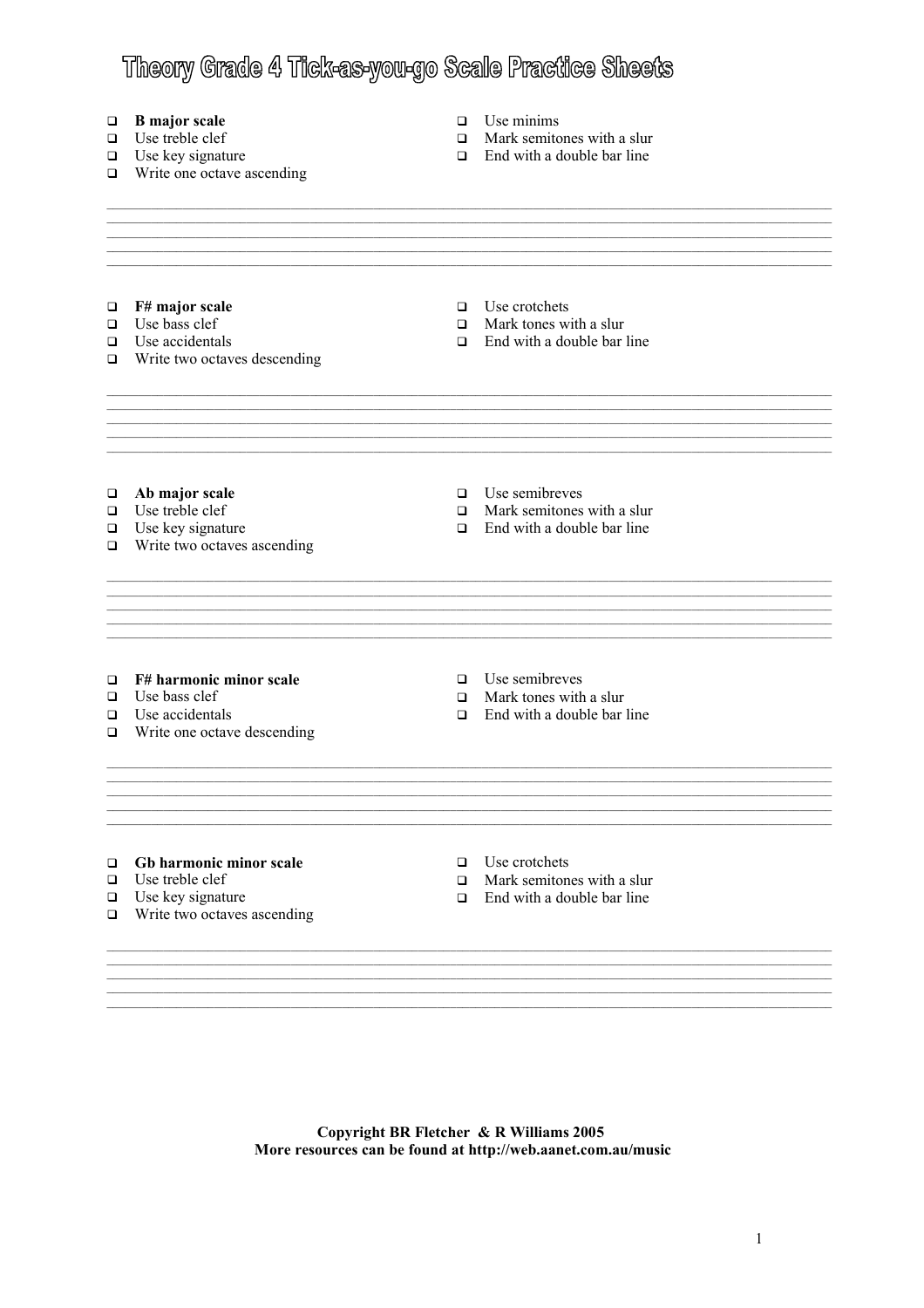# Theory Grade 4 Tick-as-you-go Scale Practice Sheets

- ☐ **B major scale**
- ☐ Use treble clef
- ☐ Use key signature
- ☐ Write one octave ascending
- ☐ Use minims
- ☐ Mark semitones with a slur
- ☐ End with a double bar line

- ☐ **F# major scale**
- ☐ Use bass clef
- ☐ Use accidentals
- ☐ Write two octaves descending
- ☐ Use crotchets
- ☐ Mark tones with a slur
- ☐ End with a double bar line

- ☐ **Ab major scale**
- ☐ Use treble clef
- ☐ Use key signature
- ☐ Write two octaves ascending
- ☐ Use semibreves
- ☐ Mark semitones with a slur
- ☐ End with a double bar line

- ☐ **F# harmonic minor scale**
- ☐ Use bass clef
- ☐ Use accidentals
- ☐ Write one octave descending
- ☐ Use semibreves
- ☐ Mark tones with a slur
- ☐ End with a double bar line

- ☐ **Gb harmonic minor scale**
- ☐ Use treble clef
- ☐ Use key signature
- ☐ Write two octaves ascending
- ☐ Use crotchets
- ☐ Mark semitones with a slur
- ☐ End with a double bar line

**Copyright BR Fletcher & R Williams 2005**
**More resources can be found at http://web.aanet.com.au/music**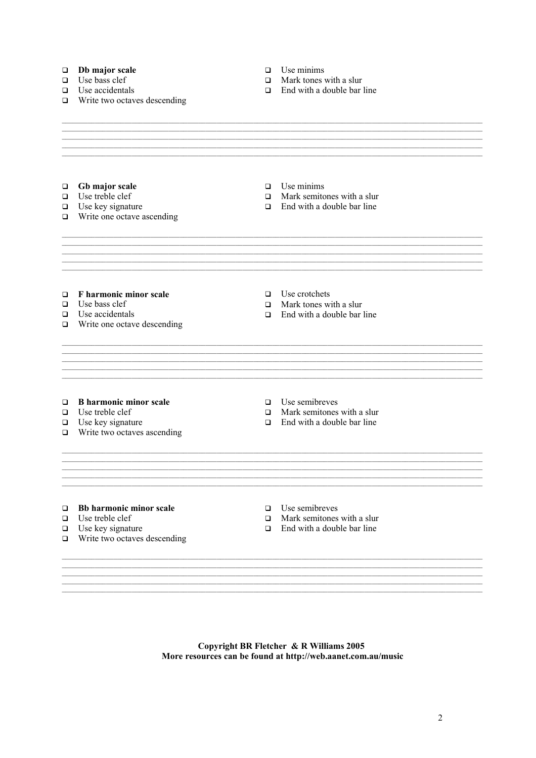- **Db major scale**
- Use bass clef
- Use accidentals
- Write two octaves descending
- Use minims
- Mark tones with a slur
- End with a double bar line

- **Gb major scale**
- Use treble clef
- Use key signature
- Write one octave ascending
- Use minims
- Mark semitones with a slur
- End with a double bar line

- **F harmonic minor scale**
- Use bass clef
- Use accidentals
- Write one octave descending
- Use crotchets
- Mark tones with a slur
- End with a double bar line

- **B harmonic minor scale**
- Use treble clef
- Use key signature
- Write two octaves ascending
- Use semibreves
- Mark semitones with a slur
- End with a double bar line

- **Bb harmonic minor scale**
- Use treble clef
- Use key signature
- Write two octaves descending
- Use semibreves
- Mark semitones with a slur
- End with a double bar line

**Copyright BR Fletcher & R Williams 2005**
**More resources can be found at http://web.aanet.com.au/music**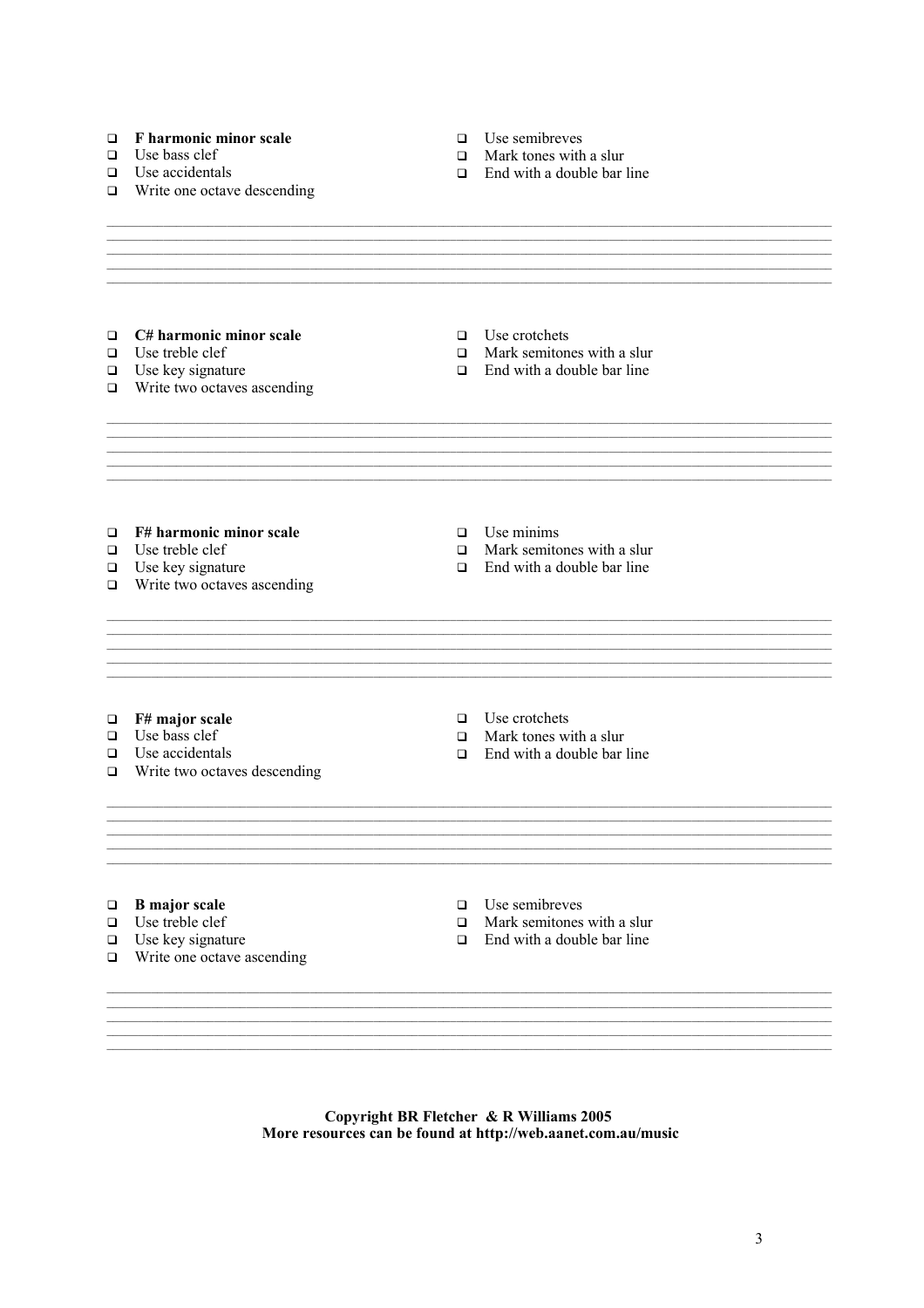- **F harmonic minor scale**
- Use bass clef
- Use accidentals
- Write one octave descending
- Use semibreves
- Mark tones with a slur
- End with a double bar line

- **C# harmonic minor scale**
- Use treble clef
- Use key signature
- Write two octaves ascending
- Use crotchets
- Mark semitones with a slur
- End with a double bar line

- **F# harmonic minor scale**
- Use treble clef
- Use key signature
- Write two octaves ascending
- Use minims
- Mark semitones with a slur
- End with a double bar line

- **F# major scale**
- Use bass clef
- Use accidentals
- Write two octaves descending
- Use crotchets
- Mark tones with a slur
- End with a double bar line

- **B major scale**
- Use treble clef
- Use key signature
- Write one octave ascending
- Use semibreves
- Mark semitones with a slur
- End with a double bar line

**Copyright BR Fletcher & R Williams 2005**
**More resources can be found at http://web.aanet.com.au/music**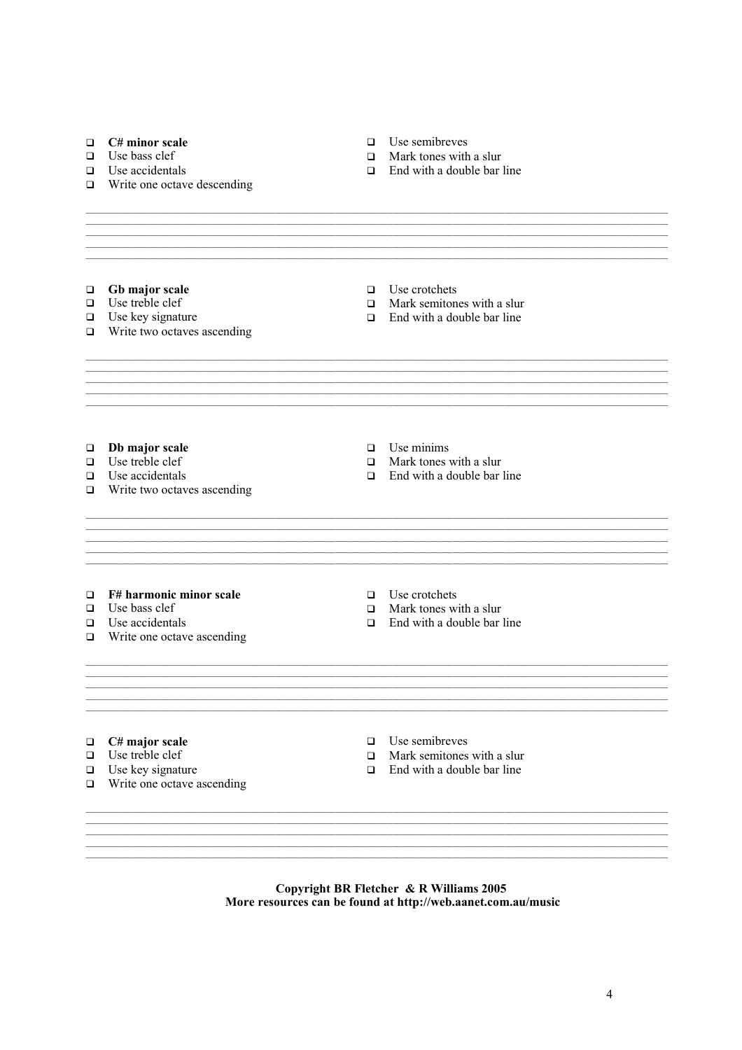- **C# minor scale**
- Use bass clef
- Use accidentals
- Write one octave descending
- Use semibreves
- Mark tones with a slur
- End with a double bar line

- **Gb major scale**
- Use treble clef
- Use key signature
- Write two octaves ascending
- Use crotchets
- Mark semitones with a slur
- End with a double bar line

- **Db major scale**
- Use treble clef
- Use accidentals
- Write two octaves ascending
- Use minims
- Mark tones with a slur
- End with a double bar line

- **F# harmonic minor scale**
- Use bass clef
- Use accidentals
- Write one octave ascending
- Use crotchets
- Mark tones with a slur
- End with a double bar line

- **C# major scale**
- Use treble clef
- Use key signature
- Write one octave ascending
- Use semibreves
- Mark semitones with a slur
- End with a double bar line

**Copyright BR Fletcher & R Williams 2005**
**More resources can be found at http://web.aanet.com.au/music**